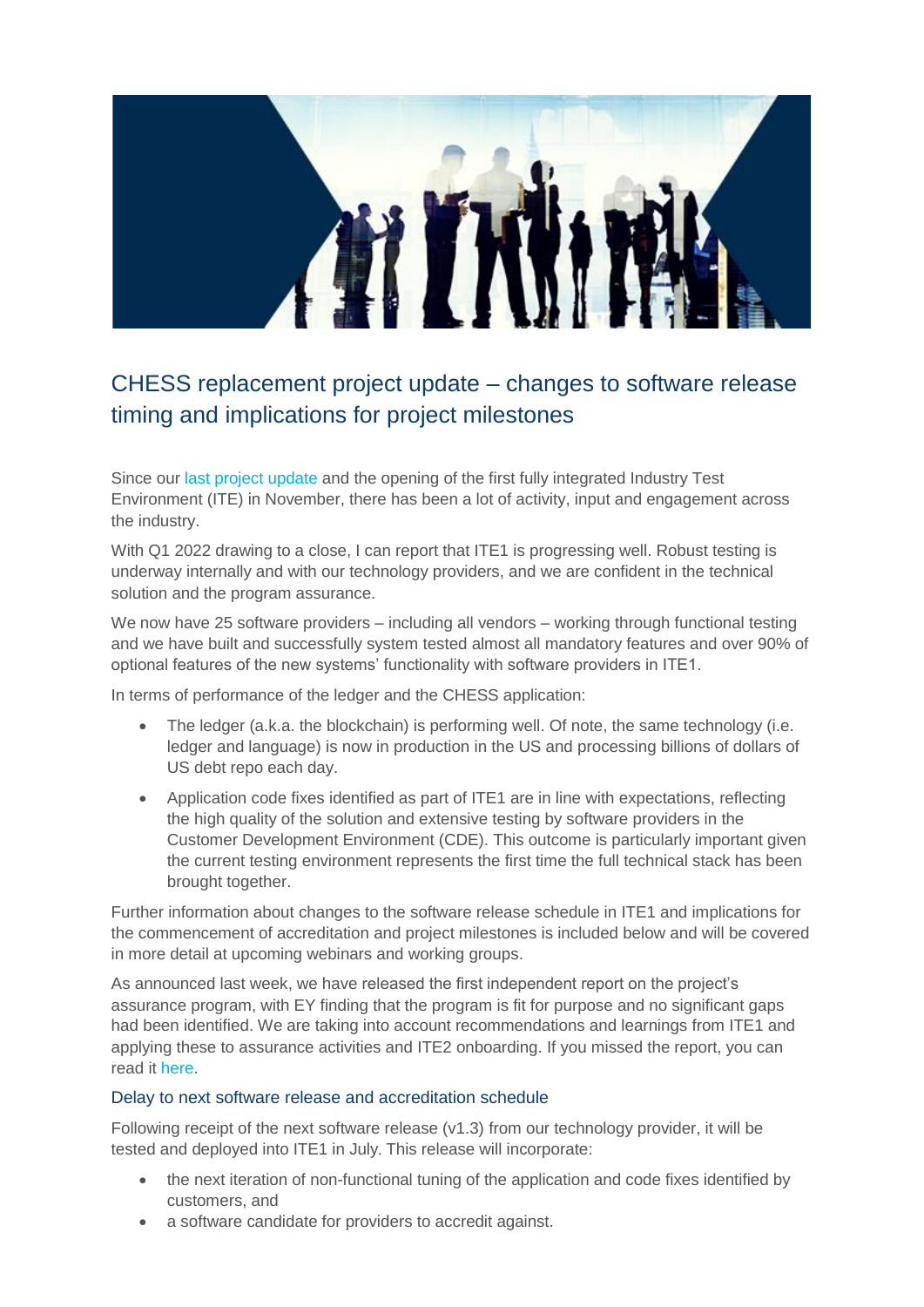# CHESS replacement project update – changes to software release timing and implications for project milestones

Since our last project update and the opening of the first fully integrated Industry Test Environment (ITE) in November, there has been a lot of activity, input and engagement across the industry.

With Q1 2022 drawing to a close, I can report that ITE1 is progressing well. Robust testing is underway internally and with our technology providers, and we are confident in the technical solution and the program assurance.

We now have 25 software providers – including all vendors – working through functional testing and we have built and successfully system tested almost all mandatory features and over 90% of optional features of the new systems' functionality with software providers in ITE1.

In terms of performance of the ledger and the CHESS application:

- The ledger (a.k.a. the blockchain) is performing well. Of note, the same technology (i.e. ledger and language) is now in production in the US and processing billions of dollars of US debt repo each day.
- Application code fixes identified as part of ITE1 are in line with expectations, reflecting the high quality of the solution and extensive testing by software providers in the Customer Development Environment (CDE). This outcome is particularly important given the current testing environment represents the first time the full technical stack has been brought together.

Further information about changes to the software release schedule in ITE1 and implications for the commencement of accreditation and project milestones is included below and will be covered in more detail at upcoming webinars and working groups.

As announced last week, we have released the first independent report on the project's assurance program, with EY finding that the program is fit for purpose and no significant gaps had been identified. We are taking into account recommendations and learnings from ITE1 and applying these to assurance activities and ITE2 onboarding. If you missed the report, you can read it here.

## Delay to next software release and accreditation schedule

Following receipt of the next software release (v1.3) from our technology provider, it will be tested and deployed into ITE1 in July. This release will incorporate:

- the next iteration of non-functional tuning of the application and code fixes identified by customers, and
- a software candidate for providers to accredit against.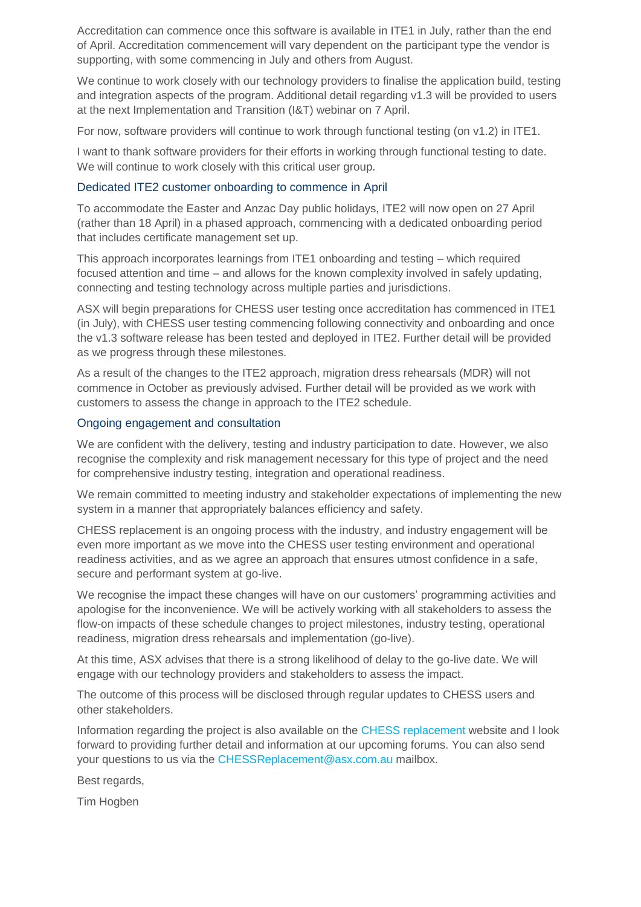Accreditation can commence once this software is available in ITE1 in July, rather than the end of April. Accreditation commencement will vary dependent on the participant type the vendor is supporting, with some commencing in July and others from August.

We continue to work closely with our technology providers to finalise the application build, testing and integration aspects of the program. Additional detail regarding v1.3 will be provided to users at the next Implementation and Transition (I&T) webinar on 7 April.

For now, software providers will continue to work through functional testing (on v1.2) in ITE1.

I want to thank software providers for their efforts in working through functional testing to date. We will continue to work closely with this critical user group.

### Dedicated ITE2 customer onboarding to commence in April

To accommodate the Easter and Anzac Day public holidays, ITE2 will now open on 27 April (rather than 18 April) in a phased approach, commencing with a dedicated onboarding period that includes certificate management set up.

This approach incorporates learnings from ITE1 onboarding and testing – which required focused attention and time – and allows for the known complexity involved in safely updating, connecting and testing technology across multiple parties and jurisdictions.

ASX will begin preparations for CHESS user testing once accreditation has commenced in ITE1 (in July), with CHESS user testing commencing following connectivity and onboarding and once the v1.3 software release has been tested and deployed in ITE2. Further detail will be provided as we progress through these milestones.

As a result of the changes to the ITE2 approach, migration dress rehearsals (MDR) will not commence in October as previously advised. Further detail will be provided as we work with customers to assess the change in approach to the ITE2 schedule.

### Ongoing engagement and consultation

We are confident with the delivery, testing and industry participation to date. However, we also recognise the complexity and risk management necessary for this type of project and the need for comprehensive industry testing, integration and operational readiness.

We remain committed to meeting industry and stakeholder expectations of implementing the new system in a manner that appropriately balances efficiency and safety.

CHESS replacement is an ongoing process with the industry, and industry engagement will be even more important as we move into the CHESS user testing environment and operational readiness activities, and as we agree an approach that ensures utmost confidence in a safe, secure and performant system at go-live.

We recognise the impact these changes will have on our customers' programming activities and apologise for the inconvenience. We will be actively working with all stakeholders to assess the flow-on impacts of these schedule changes to project milestones, industry testing, operational readiness, migration dress rehearsals and implementation (go-live).

At this time, ASX advises that there is a strong likelihood of delay to the go-live date. We will engage with our technology providers and stakeholders to assess the impact.

The outcome of this process will be disclosed through regular updates to CHESS users and other stakeholders.

Information regarding the project is also available on the CHESS replacement website and I look forward to providing further detail and information at our upcoming forums. You can also send your questions to us via the CHESSReplacement@asx.com.au mailbox.

Best regards,

Tim Hogben